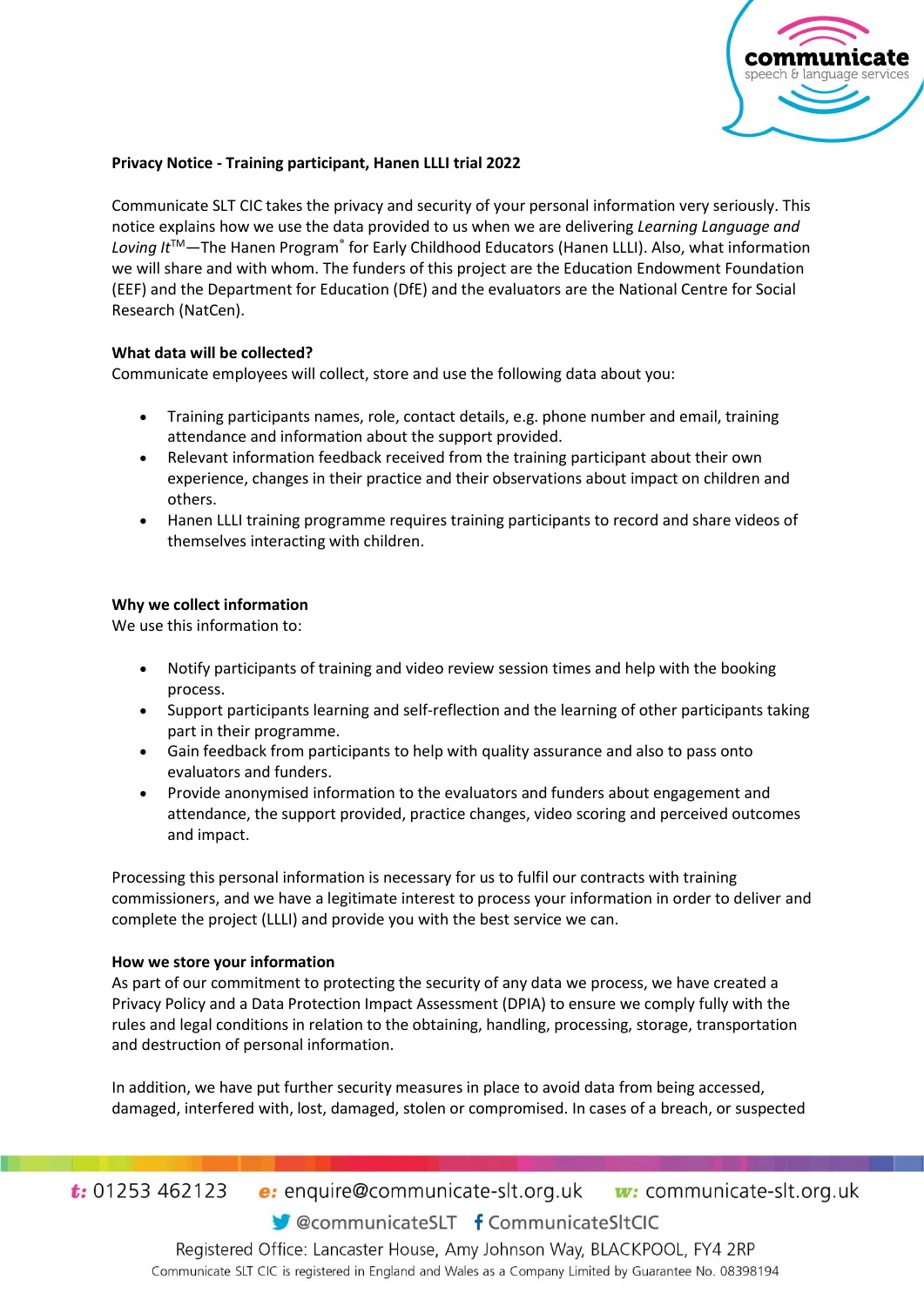**Privacy Notice - Training participant, Hanen LLLI trial 2022**

Communicate SLT CIC takes the privacy and security of your personal information very seriously. This notice explains how we use the data provided to us when we are delivering *Learning Language and Loving It*™—The Hanen Program® for Early Childhood Educators (Hanen LLLI). Also, what information we will share and with whom. The funders of this project are the Education Endowment Foundation (EEF) and the Department for Education (DfE) and the evaluators are the National Centre for Social Research (NatCen).

**What data will be collected?**

Communicate employees will collect, store and use the following data about you:

- Training participants names, role, contact details, e.g. phone number and email, training attendance and information about the support provided.
- Relevant information feedback received from the training participant about their own experience, changes in their practice and their observations about impact on children and others.
- Hanen LLLI training programme requires training participants to record and share videos of themselves interacting with children.

**Why we collect information**

We use this information to:

- Notify participants of training and video review session times and help with the booking process.
- Support participants learning and self-reflection and the learning of other participants taking part in their programme.
- Gain feedback from participants to help with quality assurance and also to pass onto evaluators and funders.
- Provide anonymised information to the evaluators and funders about engagement and attendance, the support provided, practice changes, video scoring and perceived outcomes and impact.

Processing this personal information is necessary for us to fulfil our contracts with training commissioners, and we have a legitimate interest to process your information in order to deliver and complete the project (LLLI) and provide you with the best service we can.

**How we store your information**

As part of our commitment to protecting the security of any data we process, we have created a Privacy Policy and a Data Protection Impact Assessment (DPIA) to ensure we comply fully with the rules and legal conditions in relation to the obtaining, handling, processing, storage, transportation and destruction of personal information.

In addition, we have put further security measures in place to avoid data from being accessed, damaged, interfered with, lost, damaged, stolen or compromised. In cases of a breach, or suspected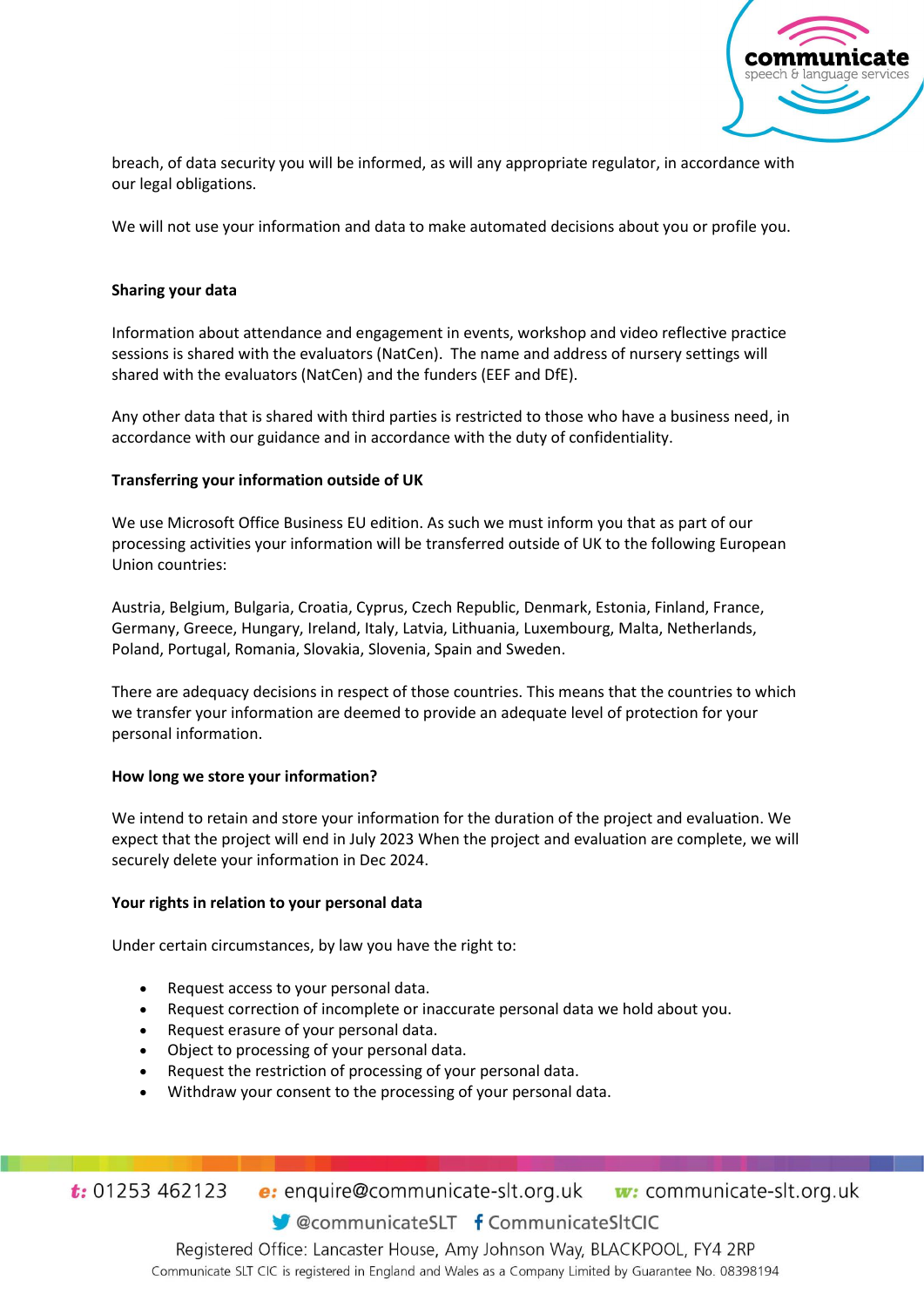breach, of data security you will be informed, as will any appropriate regulator, in accordance with our legal obligations.

We will not use your information and data to make automated decisions about you or profile you.

**Sharing your data**

Information about attendance and engagement in events, workshop and video reflective practice sessions is shared with the evaluators (NatCen). The name and address of nursery settings will shared with the evaluators (NatCen) and the funders (EEF and DfE).

Any other data that is shared with third parties is restricted to those who have a business need, in accordance with our guidance and in accordance with the duty of confidentiality.

**Transferring your information outside of UK**

We use Microsoft Office Business EU edition. As such we must inform you that as part of our processing activities your information will be transferred outside of UK to the following European Union countries:

Austria, Belgium, Bulgaria, Croatia, Cyprus, Czech Republic, Denmark, Estonia, Finland, France, Germany, Greece, Hungary, Ireland, Italy, Latvia, Lithuania, Luxembourg, Malta, Netherlands, Poland, Portugal, Romania, Slovakia, Slovenia, Spain and Sweden.

There are adequacy decisions in respect of those countries. This means that the countries to which we transfer your information are deemed to provide an adequate level of protection for your personal information.

**How long we store your information?**

We intend to retain and store your information for the duration of the project and evaluation. We expect that the project will end in July 2023 When the project and evaluation are complete, we will securely delete your information in Dec 2024.

**Your rights in relation to your personal data**

Under certain circumstances, by law you have the right to:

- Request access to your personal data.
- Request correction of incomplete or inaccurate personal data we hold about you.
- Request erasure of your personal data.
- Object to processing of your personal data.
- Request the restriction of processing of your personal data.
- Withdraw your consent to the processing of your personal data.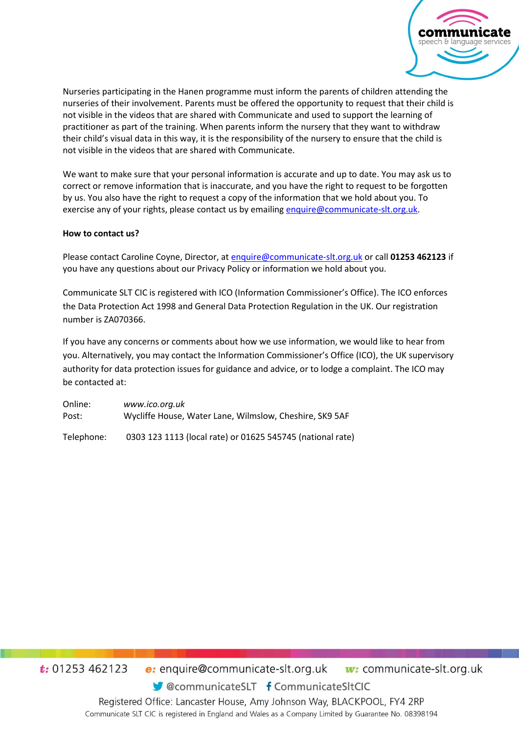Nurseries participating in the Hanen programme must inform the parents of children attending the nurseries of their involvement. Parents must be offered the opportunity to request that their child is not visible in the videos that are shared with Communicate and used to support the learning of practitioner as part of the training. When parents inform the nursery that they want to withdraw their child's visual data in this way, it is the responsibility of the nursery to ensure that the child is not visible in the videos that are shared with Communicate.

We want to make sure that your personal information is accurate and up to date. You may ask us to correct or remove information that is inaccurate, and you have the right to request to be forgotten by us. You also have the right to request a copy of the information that we hold about you. To exercise any of your rights, please contact us by emailing enquire@communicate-slt.org.uk.

**How to contact us?**

Please contact Caroline Coyne, Director, at enquire@communicate-slt.org.uk or call **01253 462123** if you have any questions about our Privacy Policy or information we hold about you.

Communicate SLT CIC is registered with ICO (Information Commissioner's Office). The ICO enforces the Data Protection Act 1998 and General Data Protection Regulation in the UK. Our registration number is ZA070366.

If you have any concerns or comments about how we use information, we would like to hear from you. Alternatively, you may contact the Information Commissioner's Office (ICO), the UK supervisory authority for data protection issues for guidance and advice, or to lodge a complaint. The ICO may be contacted at:

Online: *www.ico.org.uk*
Post: Wycliffe House, Water Lane, Wilmslow, Cheshire, SK9 5AF

Telephone: 0303 123 1113 (local rate) or 01625 545745 (national rate)